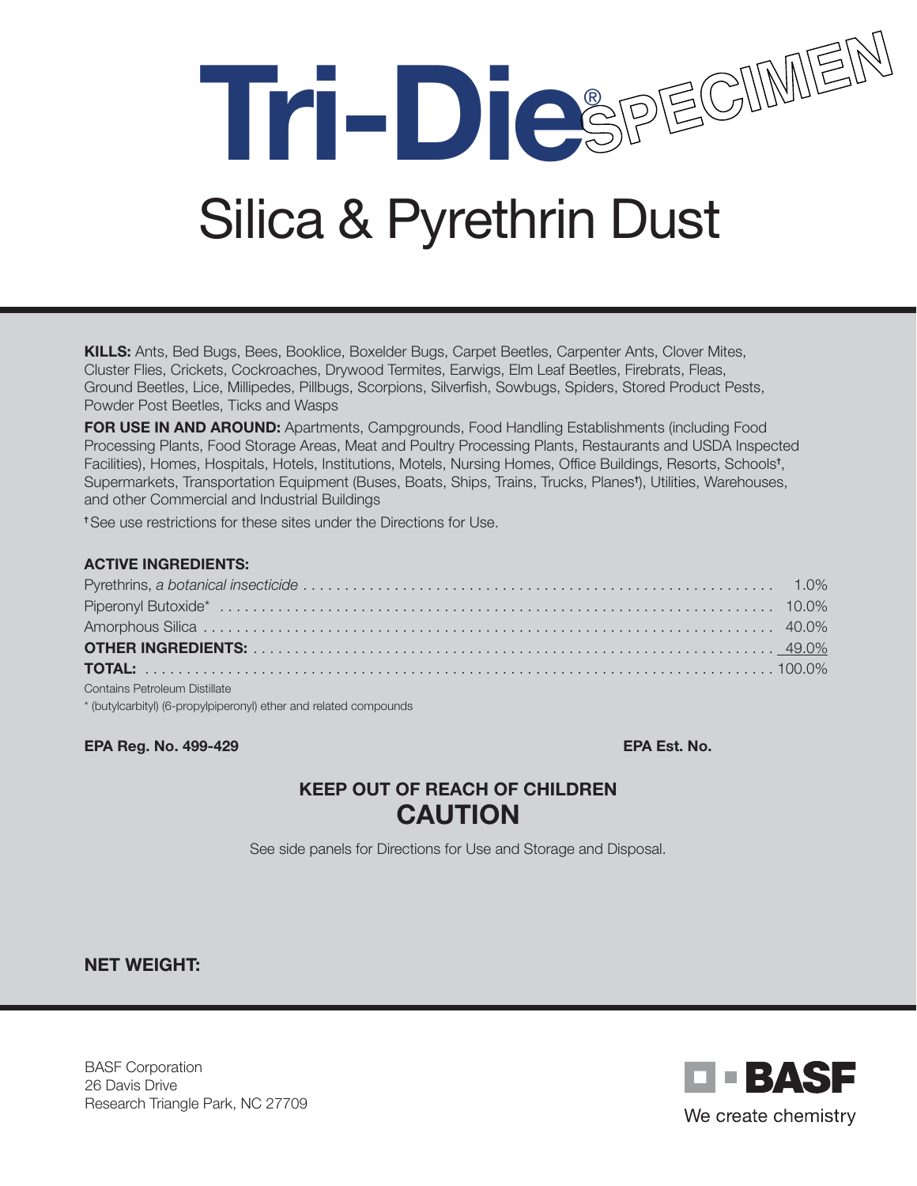# Tri-Die® SPECIMEN

## Silica & Pyrethrin Dust

**KILLS:** Ants, Bed Bugs, Bees, Booklice, Boxelder Bugs, Carpet Beetles, Carpenter Ants, Clover Mites, Cluster Flies, Crickets, Cockroaches, Drywood Termites, Earwigs, Elm Leaf Beetles, Firebrats, Fleas, Ground Beetles, Lice, Millipedes, Pillbugs, Scorpions, Silverfish, Sowbugs, Spiders, Stored Product Pests, Powder Post Beetles, Ticks and Wasps

**FOR USE IN AND AROUND:** Apartments, Campgrounds, Food Handling Establishments (including Food Processing Plants, Food Storage Areas, Meat and Poultry Processing Plants, Restaurants and USDA Inspected Facilities), Homes, Hospitals, Hotels, Institutions, Motels, Nursing Homes, Office Buildings, Resorts, Schools†, Supermarkets, Transportation Equipment (Buses, Boats, Ships, Trains, Trucks, Planes†), Utilities, Warehouses, and other Commercial and Industrial Buildings

†See use restrictions for these sites under the Directions for Use.

**ACTIVE INGREDIENTS:**

| | |
|---|---|
| Pyrethrins, *a botanical insecticide* | 1.0% |
| Piperonyl Butoxide* | 10.0% |
| Amorphous Silica | 40.0% |
| **OTHER INGREDIENTS:** | 49.0% |
| **TOTAL:** | 100.0% |

Contains Petroleum Distillate

* (butylcarbityl) (6-propylpiperonyl) ether and related compounds

**EPA Reg. No. 499-429** **EPA Est. No.**

**KEEP OUT OF REACH OF CHILDREN**

**CAUTION**

See side panels for Directions for Use and Storage and Disposal.

**NET WEIGHT:**

BASF Corporation
26 Davis Drive
Research Triangle Park, NC 27709

BASF
We create chemistry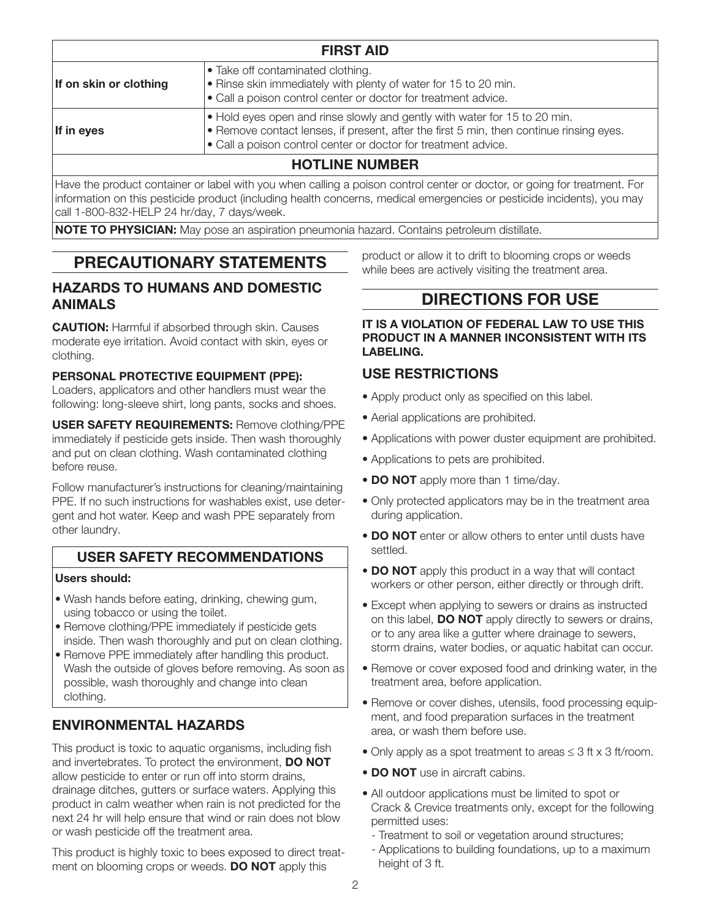| FIRST AID | |
|---|---|
| **If on skin or clothing** | • Take off contaminated clothing.<br>• Rinse skin immediately with plenty of water for 15 to 20 min.<br>• Call a poison control center or doctor for treatment advice. |
| **If in eyes** | • Hold eyes open and rinse slowly and gently with water for 15 to 20 min.<br>• Remove contact lenses, if present, after the first 5 min, then continue rinsing eyes.<br>• Call a poison control center or doctor for treatment advice. |
| **HOTLINE NUMBER** | |
| Have the product container or label with you when calling a poison control center or doctor, or going for treatment. For information on this pesticide product (including health concerns, medical emergencies or pesticide incidents), you may call 1-800-832-HELP 24 hr/day, 7 days/week. | |
| **NOTE TO PHYSICIAN:** May pose an aspiration pneumonia hazard. Contains petroleum distillate. | |

# PRECAUTIONARY STATEMENTS

## HAZARDS TO HUMANS AND DOMESTIC ANIMALS

**CAUTION:** Harmful if absorbed through skin. Causes moderate eye irritation. Avoid contact with skin, eyes or clothing.

**PERSONAL PROTECTIVE EQUIPMENT (PPE):**
Loaders, applicators and other handlers must wear the following: long-sleeve shirt, long pants, socks and shoes.

**USER SAFETY REQUIREMENTS:** Remove clothing/PPE immediately if pesticide gets inside. Then wash thoroughly and put on clean clothing. Wash contaminated clothing before reuse.

Follow manufacturer's instructions for cleaning/maintaining PPE. If no such instructions for washables exist, use detergent and hot water. Keep and wash PPE separately from other laundry.

### USER SAFETY RECOMMENDATIONS

**Users should:**

- Wash hands before eating, drinking, chewing gum, using tobacco or using the toilet.
- Remove clothing/PPE immediately if pesticide gets inside. Then wash thoroughly and put on clean clothing.
- Remove PPE immediately after handling this product. Wash the outside of gloves before removing. As soon as possible, wash thoroughly and change into clean clothing.

## ENVIRONMENTAL HAZARDS

This product is toxic to aquatic organisms, including fish and invertebrates. To protect the environment, **DO NOT** allow pesticide to enter or run off into storm drains, drainage ditches, gutters or surface waters. Applying this product in calm weather when rain is not predicted for the next 24 hr will help ensure that wind or rain does not blow or wash pesticide off the treatment area.

This product is highly toxic to bees exposed to direct treatment on blooming crops or weeds. **DO NOT** apply this product or allow it to drift to blooming crops or weeds while bees are actively visiting the treatment area.

# DIRECTIONS FOR USE

**IT IS A VIOLATION OF FEDERAL LAW TO USE THIS PRODUCT IN A MANNER INCONSISTENT WITH ITS LABELING.**

## USE RESTRICTIONS

- Apply product only as specified on this label.
- Aerial applications are prohibited.
- Applications with power duster equipment are prohibited.
- Applications to pets are prohibited.
- **DO NOT** apply more than 1 time/day.
- Only protected applicators may be in the treatment area during application.
- **DO NOT** enter or allow others to enter until dusts have settled.
- **DO NOT** apply this product in a way that will contact workers or other person, either directly or through drift.
- Except when applying to sewers or drains as instructed on this label, **DO NOT** apply directly to sewers or drains, or to any area like a gutter where drainage to sewers, storm drains, water bodies, or aquatic habitat can occur.
- Remove or cover exposed food and drinking water, in the treatment area, before application.
- Remove or cover dishes, utensils, food processing equipment, and food preparation surfaces in the treatment area, or wash them before use.
- Only apply as a spot treatment to areas ≤ 3 ft x 3 ft/room.
- **DO NOT** use in aircraft cabins.
- All outdoor applications must be limited to spot or Crack & Crevice treatments only, except for the following permitted uses:
  - Treatment to soil or vegetation around structures;
  - Applications to building foundations, up to a maximum height of 3 ft.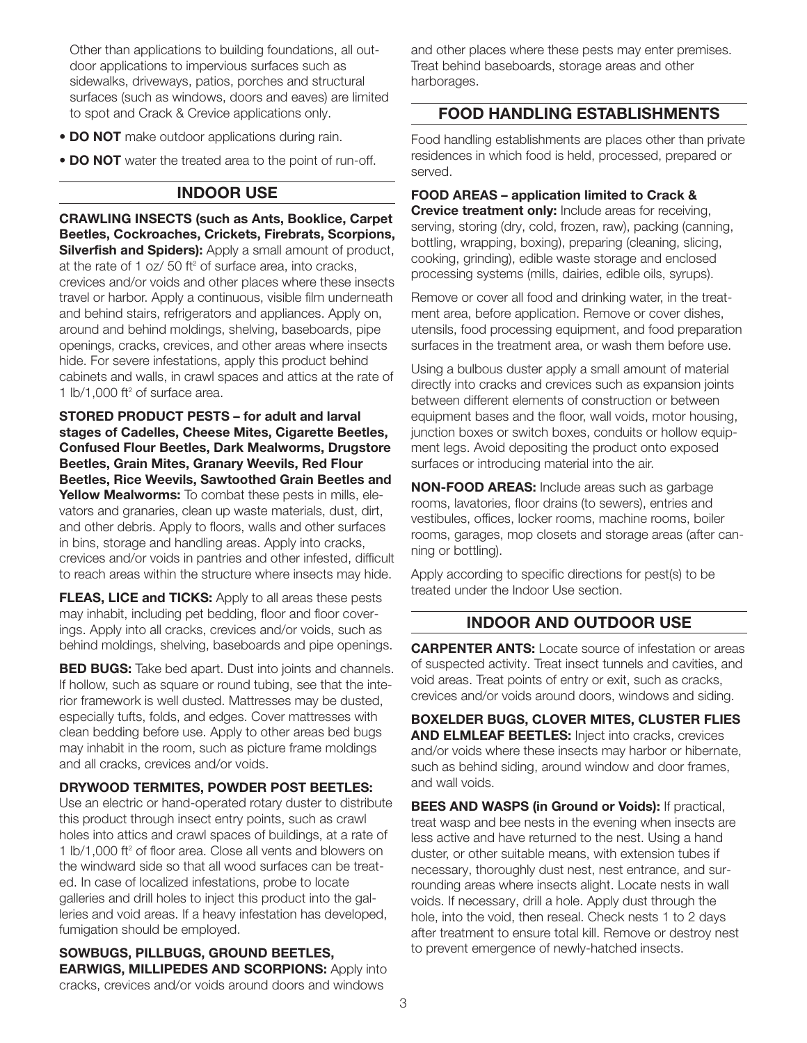Other than applications to building foundations, all outdoor applications to impervious surfaces such as sidewalks, driveways, patios, porches and structural surfaces (such as windows, doors and eaves) are limited to spot and Crack & Crevice applications only.

- **DO NOT** make outdoor applications during rain.
- **DO NOT** water the treated area to the point of run-off.

## INDOOR USE

**CRAWLING INSECTS (such as Ants, Booklice, Carpet Beetles, Cockroaches, Crickets, Firebrats, Scorpions, Silverfish and Spiders):** Apply a small amount of product, at the rate of 1 oz/ 50 ft$^2$ of surface area, into cracks, crevices and/or voids and other places where these insects travel or harbor. Apply a continuous, visible film underneath and behind stairs, refrigerators and appliances. Apply on, around and behind moldings, shelving, baseboards, pipe openings, cracks, crevices, and other areas where insects hide. For severe infestations, apply this product behind cabinets and walls, in crawl spaces and attics at the rate of 1 lb/1,000 ft$^2$ of surface area.

**STORED PRODUCT PESTS – for adult and larval stages of Cadelles, Cheese Mites, Cigarette Beetles, Confused Flour Beetles, Dark Mealworms, Drugstore Beetles, Grain Mites, Granary Weevils, Red Flour Beetles, Rice Weevils, Sawtoothed Grain Beetles and Yellow Mealworms:** To combat these pests in mills, elevators and granaries, clean up waste materials, dust, dirt, and other debris. Apply to floors, walls and other surfaces in bins, storage and handling areas. Apply into cracks, crevices and/or voids in pantries and other infested, difficult to reach areas within the structure where insects may hide.

**FLEAS, LICE and TICKS:** Apply to all areas these pests may inhabit, including pet bedding, floor and floor coverings. Apply into all cracks, crevices and/or voids, such as behind moldings, shelving, baseboards and pipe openings.

**BED BUGS:** Take bed apart. Dust into joints and channels. If hollow, such as square or round tubing, see that the interior framework is well dusted. Mattresses may be dusted, especially tufts, folds, and edges. Cover mattresses with clean bedding before use. Apply to other areas bed bugs may inhabit in the room, such as picture frame moldings and all cracks, crevices and/or voids.

**DRYWOOD TERMITES, POWDER POST BEETLES:** Use an electric or hand-operated rotary duster to distribute this product through insect entry points, such as crawl holes into attics and crawl spaces of buildings, at a rate of 1 lb/1,000 ft$^2$ of floor area. Close all vents and blowers on the windward side so that all wood surfaces can be treated. In case of localized infestations, probe to locate galleries and drill holes to inject this product into the galleries and void areas. If a heavy infestation has developed, fumigation should be employed.

**SOWBUGS, PILLBUGS, GROUND BEETLES, EARWIGS, MILLIPEDES AND SCORPIONS:** Apply into cracks, crevices and/or voids around doors and windows and other places where these pests may enter premises. Treat behind baseboards, storage areas and other harborages.

## FOOD HANDLING ESTABLISHMENTS

Food handling establishments are places other than private residences in which food is held, processed, prepared or served.

**FOOD AREAS – application limited to Crack & Crevice treatment only:** Include areas for receiving, serving, storing (dry, cold, frozen, raw), packing (canning, bottling, wrapping, boxing), preparing (cleaning, slicing, cooking, grinding), edible waste storage and enclosed processing systems (mills, dairies, edible oils, syrups).

Remove or cover all food and drinking water, in the treatment area, before application. Remove or cover dishes, utensils, food processing equipment, and food preparation surfaces in the treatment area, or wash them before use.

Using a bulbous duster apply a small amount of material directly into cracks and crevices such as expansion joints between different elements of construction or between equipment bases and the floor, wall voids, motor housing, junction boxes or switch boxes, conduits or hollow equipment legs. Avoid depositing the product onto exposed surfaces or introducing material into the air.

**NON-FOOD AREAS:** Include areas such as garbage rooms, lavatories, floor drains (to sewers), entries and vestibules, offices, locker rooms, machine rooms, boiler rooms, garages, mop closets and storage areas (after canning or bottling).

Apply according to specific directions for pest(s) to be treated under the Indoor Use section.

## INDOOR AND OUTDOOR USE

**CARPENTER ANTS:** Locate source of infestation or areas of suspected activity. Treat insect tunnels and cavities, and void areas. Treat points of entry or exit, such as cracks, crevices and/or voids around doors, windows and siding.

**BOXELDER BUGS, CLOVER MITES, CLUSTER FLIES AND ELMLEAF BEETLES:** Inject into cracks, crevices and/or voids where these insects may harbor or hibernate, such as behind siding, around window and door frames, and wall voids.

**BEES AND WASPS (in Ground or Voids):** If practical, treat wasp and bee nests in the evening when insects are less active and have returned to the nest. Using a hand duster, or other suitable means, with extension tubes if necessary, thoroughly dust nest, nest entrance, and surrounding areas where insects alight. Locate nests in wall voids. If necessary, drill a hole. Apply dust through the hole, into the void, then reseal. Check nests 1 to 2 days after treatment to ensure total kill. Remove or destroy nest to prevent emergence of newly-hatched insects.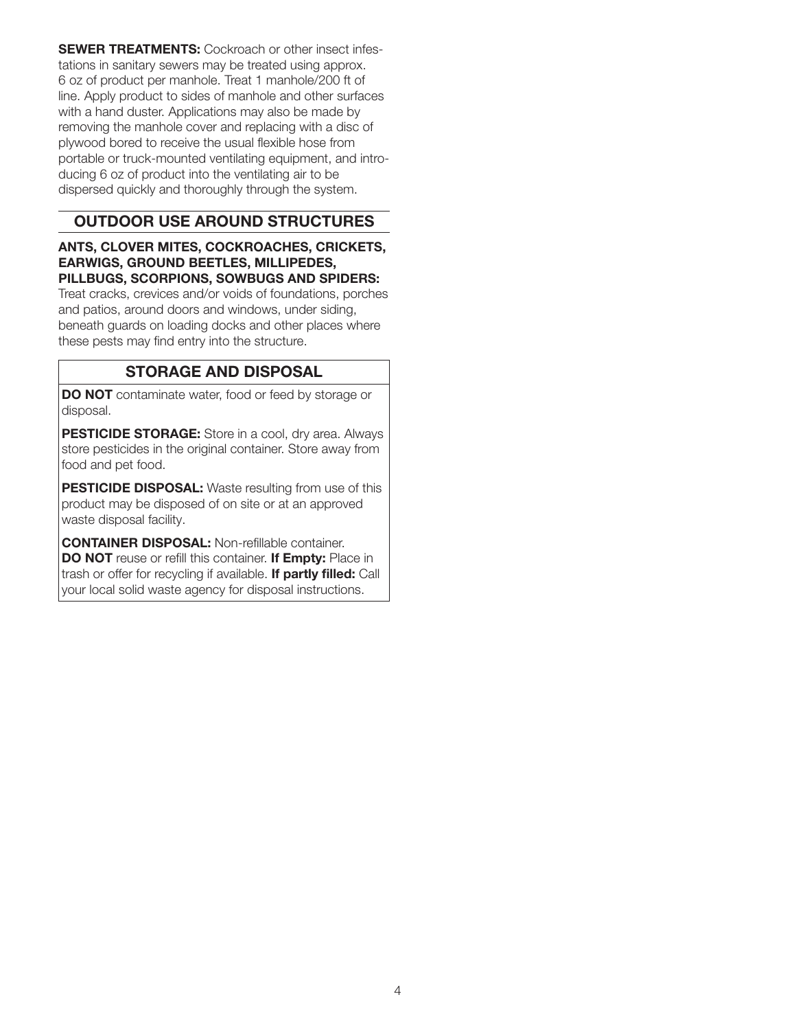**SEWER TREATMENTS:** Cockroach or other insect infestations in sanitary sewers may be treated using approx. 6 oz of product per manhole. Treat 1 manhole/200 ft of line. Apply product to sides of manhole and other surfaces with a hand duster. Applications may also be made by removing the manhole cover and replacing with a disc of plywood bored to receive the usual flexible hose from portable or truck-mounted ventilating equipment, and introducing 6 oz of product into the ventilating air to be dispersed quickly and thoroughly through the system.

## OUTDOOR USE AROUND STRUCTURES

**ANTS, CLOVER MITES, COCKROACHES, CRICKETS, EARWIGS, GROUND BEETLES, MILLIPEDES, PILLBUGS, SCORPIONS, SOWBUGS AND SPIDERS:** Treat cracks, crevices and/or voids of foundations, porches and patios, around doors and windows, under siding, beneath guards on loading docks and other places where these pests may find entry into the structure.

## STORAGE AND DISPOSAL

**DO NOT** contaminate water, food or feed by storage or disposal.

**PESTICIDE STORAGE:** Store in a cool, dry area. Always store pesticides in the original container. Store away from food and pet food.

**PESTICIDE DISPOSAL:** Waste resulting from use of this product may be disposed of on site or at an approved waste disposal facility.

**CONTAINER DISPOSAL:** Non-refillable container. **DO NOT** reuse or refill this container. **If Empty:** Place in trash or offer for recycling if available. **If partly filled:** Call your local solid waste agency for disposal instructions.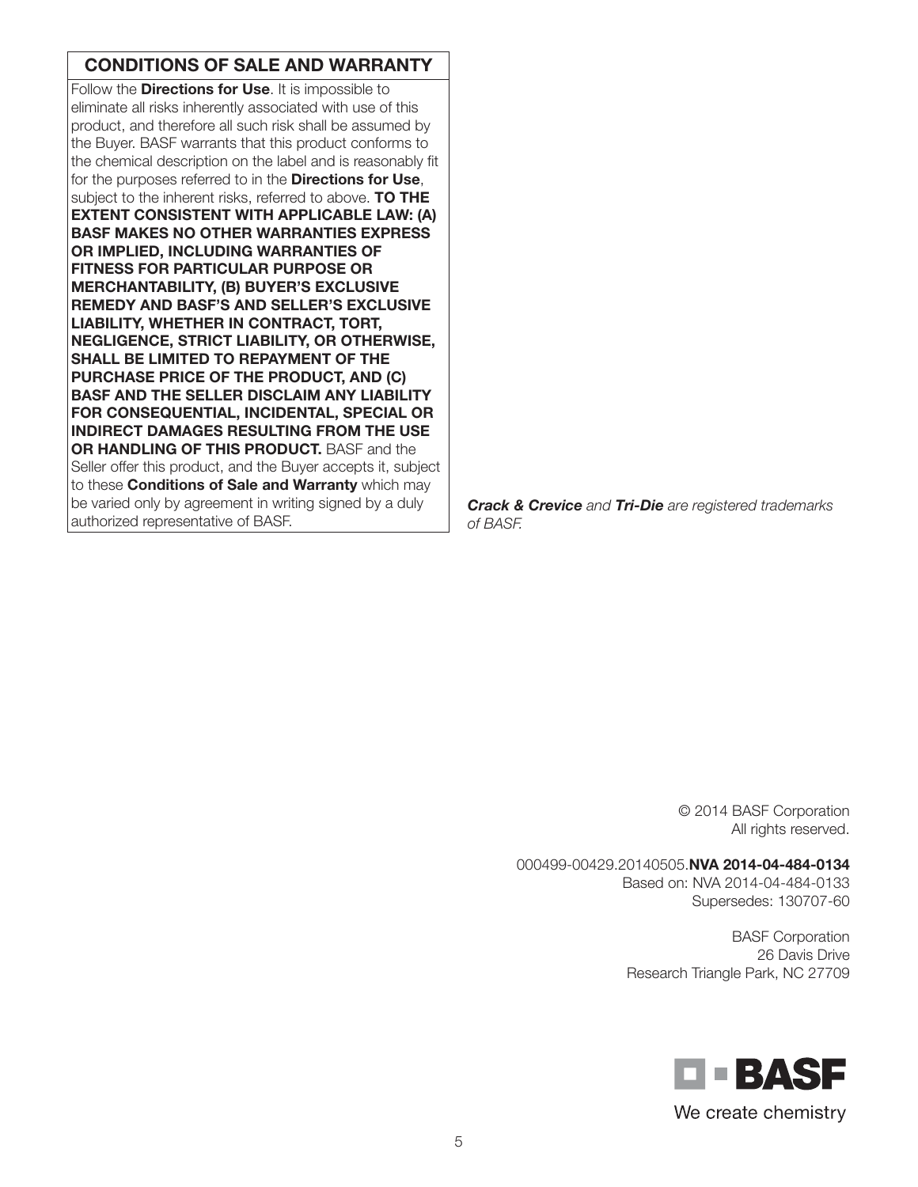## CONDITIONS OF SALE AND WARRANTY

Follow the **Directions for Use**. It is impossible to eliminate all risks inherently associated with use of this product, and therefore all such risk shall be assumed by the Buyer. BASF warrants that this product conforms to the chemical description on the label and is reasonably fit for the purposes referred to in the **Directions for Use**, subject to the inherent risks, referred to above. **TO THE EXTENT CONSISTENT WITH APPLICABLE LAW: (A) BASF MAKES NO OTHER WARRANTIES EXPRESS OR IMPLIED, INCLUDING WARRANTIES OF FITNESS FOR PARTICULAR PURPOSE OR MERCHANTABILITY, (B) BUYER'S EXCLUSIVE REMEDY AND BASF'S AND SELLER'S EXCLUSIVE LIABILITY, WHETHER IN CONTRACT, TORT, NEGLIGENCE, STRICT LIABILITY, OR OTHERWISE, SHALL BE LIMITED TO REPAYMENT OF THE PURCHASE PRICE OF THE PRODUCT, AND (C) BASF AND THE SELLER DISCLAIM ANY LIABILITY FOR CONSEQUENTIAL, INCIDENTAL, SPECIAL OR INDIRECT DAMAGES RESULTING FROM THE USE OR HANDLING OF THIS PRODUCT.** BASF and the Seller offer this product, and the Buyer accepts it, subject to these **Conditions of Sale and Warranty** which may be varied only by agreement in writing signed by a duly authorized representative of BASF.

***Crack & Crevice*** *and* ***Tri-Die*** *are registered trademarks of BASF.*

© 2014 BASF Corporation
All rights reserved.

000499-00429.20140505.**NVA 2014-04-484-0134**
Based on: NVA 2014-04-484-0133
Supersedes: 130707-60

BASF Corporation
26 Davis Drive
Research Triangle Park, NC 27709

BASF
We create chemistry